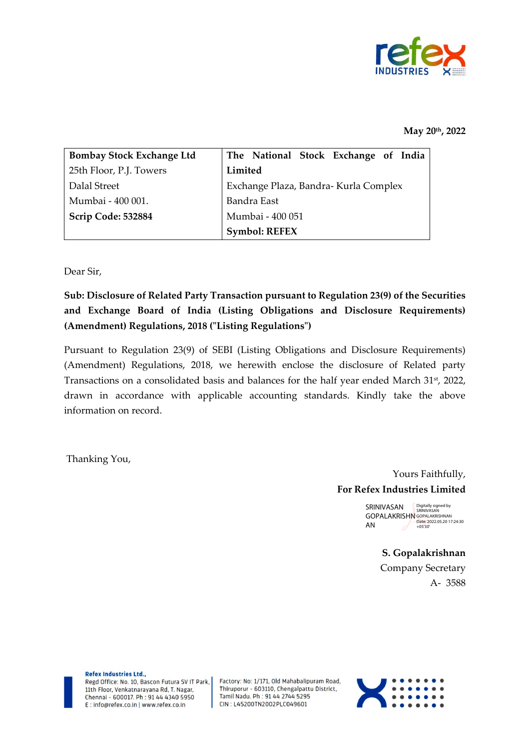**May 20th, 2022**

| **Bombay Stock Exchange Ltd** | **The National Stock Exchange of India Limited** |
|---|---|
| 25th Floor, P.J. Towers | Exchange Plaza, Bandra- Kurla Complex |
| Dalal Street | Bandra East |
| Mumbai - 400 001. | Mumbai - 400 051 |
| **Scrip Code: 532884** | **Symbol: REFEX** |

Dear Sir,

**Sub: Disclosure of Related Party Transaction pursuant to Regulation 23(9) of the Securities and Exchange Board of India (Listing Obligations and Disclosure Requirements) (Amendment) Regulations, 2018 ("Listing Regulations")**

Pursuant to Regulation 23(9) of SEBI (Listing Obligations and Disclosure Requirements) (Amendment) Regulations, 2018, we herewith enclose the disclosure of Related party Transactions on a consolidated basis and balances for the half year ended March 31st, 2022, drawn in accordance with applicable accounting standards. Kindly take the above information on record.

Thanking You,

Yours Faithfully,
**For Refex Industries Limited**

SRINIVASAN GOPALAKRISHNAN
Digitally signed by SRINIVASAN GOPALAKRISHNAN
Date: 2022.05.20 17:24:30 +05'30'

**S. Gopalakrishnan**
Company Secretary
A- 3588

**Refex Industries Ltd.,**
Regd Office: No. 10, Bascon Futura SV IT Park, 11th Floor, Venkatnarayana Rd, T. Nagar, Chennai - 600017. Ph : 91 44 4340 5950
E : info@refex.co.in | www.refex.co.in

Factory: No: 1/171, Old Mahabalipuram Road, Thiruporur - 603110, Chengalpattu District, Tamil Nadu. Ph : 91 44 2744 5295
CIN : L45200TN2002PLC049601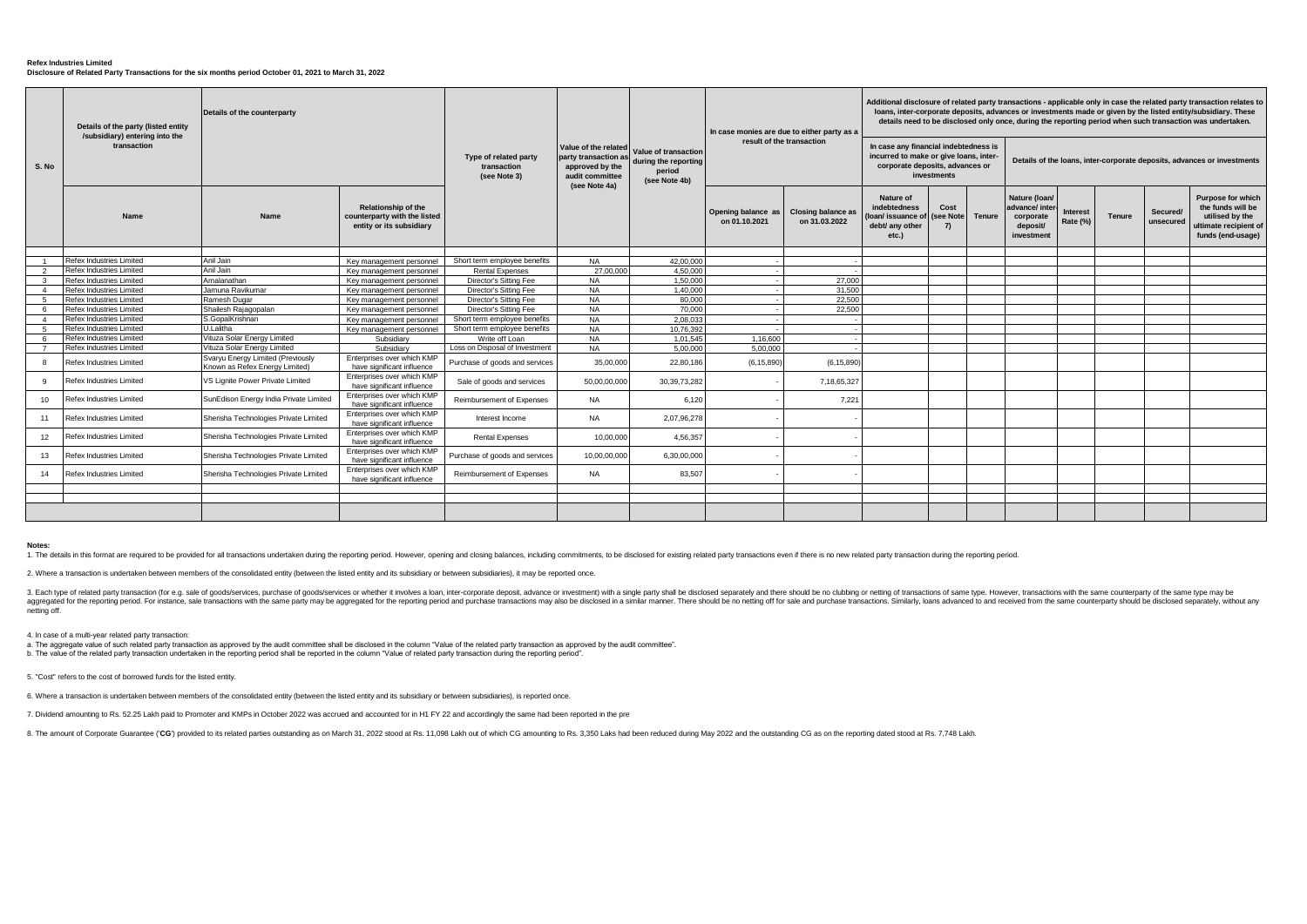**Refex Industries Limited**
**Disclosure of Related Party Transactions for the six months period October 01, 2021 to March 31, 2022**

| S. No | Details of the party (listed entity /subsidiary) entering into the transaction | Details of the counterparty | | Type of related party transaction (see Note 3) | Value of the related party transaction as approved by the audit committee (see Note 4a) | Value of transaction during the reporting period (see Note 4b) | In case monies are due to either party as a result of the transaction | | Additional disclosure of related party transactions - applicable only in case the related party transaction relates to loans, inter-corporate deposits, advances or investments made or given by the listed entity/subsidiary. These details need to be disclosed only once, during the reporting period when such transaction was undertaken. | | | | | | | |
|---|---|---|---|---|---|---|---|---|---|---|---|---|---|---|---|---|
| | | | | | | | | | In case any financial indebtedness is incurred to make or give loans, inter-corporate deposits, advances or investments | | | Details of the loans, inter-corporate deposits, advances or investments | | | | |
| | Name | Name | Relationship of the counterparty with the listed entity or its subsidiary | | | | Opening balance as on 01.10.2021 | Closing balance as on 31.03.2022 | Nature of indebtedness (loan/ issuance of debt/ any other etc.) | Cost (see Note 7) | Tenure | Nature (loan/ advance/ inter-corporate deposit/ investment | Interest Rate (%) | Tenure | Secured/ unsecured | Purpose for which the funds will be utilised by the ultimate recipient of funds (end-usage) |
| 1 | Refex Industries Limited | Anil Jain | Key management personnel | Short term employee benefits | NA | 42,00,000 | - | - | | | | | | | | |
| 2 | Refex Industries Limited | Anil Jain | Key management personnel | Rental Expenses | 27,00,000 | 4,50,000 | - | - | | | | | | | | |
| 3 | Refex Industries Limited | Amalanathan | Key management personnel | Director's Sitting Fee | NA | 1,50,000 | - | 27,000 | | | | | | | | |
| 4 | Refex Industries Limited | Jamuna Ravikumar | Key management personnel | Director's Sitting Fee | NA | 1,40,000 | - | 31,500 | | | | | | | | |
| 5 | Refex Industries Limited | Ramesh Dugar | Key management personnel | Director's Sitting Fee | NA | 80,000 | - | 22,500 | | | | | | | | |
| 6 | Refex Industries Limited | Shailesh Rajagopalan | Key management personnel | Director's Sitting Fee | NA | 70,000 | - | 22,500 | | | | | | | | |
| 4 | Refex Industries Limited | S.GopalKrishnan | Key management personnel | Short term employee benefits | NA | 2,08,033 | - | - | | | | | | | | |
| 5 | Refex Industries Limited | U.Lalitha | Key management personnel | Short term employee benefits | NA | 10,76,392 | - | - | | | | | | | | |
| 6 | Refex Industries Limited | Vituza Solar Energy Limited | Subsidiary | Write off Loan | NA | 1,01,545 | 1,16,600 | - | | | | | | | | |
| 7 | Refex Industries Limited | Vituza Solar Energy Limited | Subsidiary | Loss on Disposal of Investment | NA | 5,00,000 | 5,00,000 | - | | | | | | | | |
| 8 | Refex Industries Limited | Svaryu Energy Limited (Previously Known as Refex Energy Limited) | Enterprises over which KMP have significant influence | Purchase of goods and services | 35,00,000 | 22,80,186 | (6,15,890) | (6,15,890) | | | | | | | | |
| 9 | Refex Industries Limited | VS Lignite Power Private Limited | Enterprises over which KMP have significant influence | Sale of goods and services | 50,00,00,000 | 30,39,73,282 | - | 7,18,65,327 | | | | | | | | |
| 10 | Refex Industries Limited | SunEdison Energy India Private Limited | Enterprises over which KMP have significant influence | Reimbursement of Expenses | NA | 6,120 | - | 7,221 | | | | | | | | |
| 11 | Refex Industries Limited | Sherisha Technologies Private Limited | Enterprises over which KMP have significant influence | Interest Income | NA | 2,07,96,278 | - | - | | | | | | | | |
| 12 | Refex Industries Limited | Sherisha Technologies Private Limited | Enterprises over which KMP have significant influence | Rental Expenses | 10,00,000 | 4,56,357 | - | - | | | | | | | | |
| 13 | Refex Industries Limited | Sherisha Technologies Private Limited | Enterprises over which KMP have significant influence | Purchase of goods and services | 10,00,00,000 | 6,30,00,000 | - | - | | | | | | | | |
| 14 | Refex Industries Limited | Sherisha Technologies Private Limited | Enterprises over which KMP have significant influence | Reimbursement of Expenses | NA | 83,507 | - | - | | | | | | | | |

**Notes:**

1. The details in this format are required to be provided for all transactions undertaken during the reporting period. However, opening and closing balances, including commitments, to be disclosed for existing related party transactions even if there is no new related party transaction during the reporting period.

2. Where a transaction is undertaken between members of the consolidated entity (between the listed entity and its subsidiary or between subsidiaries), it may be reported once.

3. Each type of related party transaction (for e.g. sale of goods/services, purchase of goods/services or whether it involves a loan, inter-corporate deposit, advance or investment) with a single party shall be disclosed separately and there should be no clubbing or netting of transactions of same type. However, transactions with the same counterparty of the same type may be aggregated for the reporting period. For instance, sale transactions with the same party may be aggregated for the reporting period and purchase transactions may also be disclosed in a similar manner. There should be no netting off for sale and purchase transactions. Similarly, loans advanced to and received from the same counterparty should be disclosed separately, without any netting off.

4. In case of a multi-year related party transaction:
a. The aggregate value of such related party transaction as approved by the audit committee shall be disclosed in the column "Value of the related party transaction as approved by the audit committee".
b. The value of the related party transaction undertaken in the reporting period shall be reported in the column "Value of related party transaction during the reporting period".

5. "Cost" refers to the cost of borrowed funds for the listed entity.

6. Where a transaction is undertaken between members of the consolidated entity (between the listed entity and its subsidiary or between subsidiaries), is reported once.

7. Dividend amounting to Rs. 52.25 Lakh paid to Promoter and KMPs in October 2022 was accrued and accounted for in H1 FY 22 and accordingly the same had been reported in the pre

8. The amount of Corporate Guarantee ('**CG**') provided to its related parties outstanding as on March 31, 2022 stood at Rs. 11,098 Lakh out of which CG amounting to Rs. 3,350 Laks had been reduced during May 2022 and the outstanding CG as on the reporting dated stood at Rs. 7,748 Lakh.